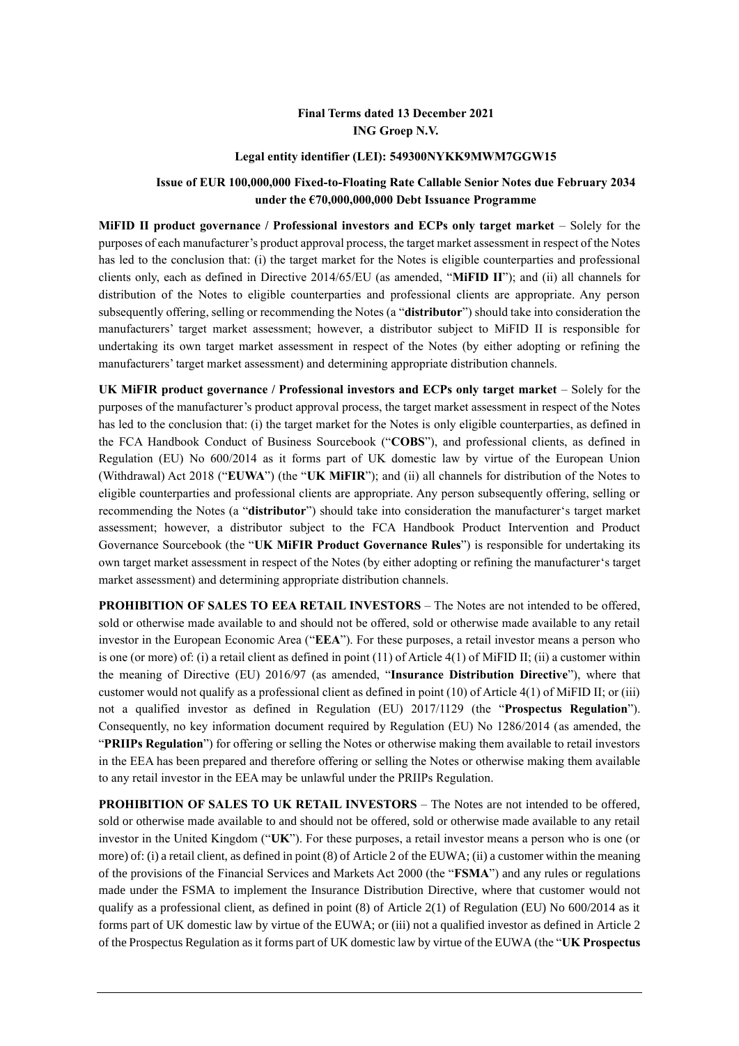**Final Terms dated 13 December 2021**
**ING Groep N.V.**

**Legal entity identifier (LEI): 549300NYKK9MWM7GGW15**

**Issue of EUR 100,000,000 Fixed-to-Floating Rate Callable Senior Notes due February 2034 under the €70,000,000,000 Debt Issuance Programme**

**MiFID II product governance / Professional investors and ECPs only target market** – Solely for the purposes of each manufacturer's product approval process, the target market assessment in respect of the Notes has led to the conclusion that: (i) the target market for the Notes is eligible counterparties and professional clients only, each as defined in Directive 2014/65/EU (as amended, "**MiFID II**"); and (ii) all channels for distribution of the Notes to eligible counterparties and professional clients are appropriate. Any person subsequently offering, selling or recommending the Notes (a "**distributor**") should take into consideration the manufacturers' target market assessment; however, a distributor subject to MiFID II is responsible for undertaking its own target market assessment in respect of the Notes (by either adopting or refining the manufacturers' target market assessment) and determining appropriate distribution channels.

**UK MiFIR product governance / Professional investors and ECPs only target market** – Solely for the purposes of the manufacturer's product approval process, the target market assessment in respect of the Notes has led to the conclusion that: (i) the target market for the Notes is only eligible counterparties, as defined in the FCA Handbook Conduct of Business Sourcebook ("**COBS**"), and professional clients, as defined in Regulation (EU) No 600/2014 as it forms part of UK domestic law by virtue of the European Union (Withdrawal) Act 2018 ("**EUWA**") (the "**UK MiFIR**"); and (ii) all channels for distribution of the Notes to eligible counterparties and professional clients are appropriate. Any person subsequently offering, selling or recommending the Notes (a "**distributor**") should take into consideration the manufacturer's target market assessment; however, a distributor subject to the FCA Handbook Product Intervention and Product Governance Sourcebook (the "**UK MiFIR Product Governance Rules**") is responsible for undertaking its own target market assessment in respect of the Notes (by either adopting or refining the manufacturer's target market assessment) and determining appropriate distribution channels.

**PROHIBITION OF SALES TO EEA RETAIL INVESTORS** – The Notes are not intended to be offered, sold or otherwise made available to and should not be offered, sold or otherwise made available to any retail investor in the European Economic Area ("**EEA**"). For these purposes, a retail investor means a person who is one (or more) of: (i) a retail client as defined in point (11) of Article 4(1) of MiFID II; (ii) a customer within the meaning of Directive (EU) 2016/97 (as amended, "**Insurance Distribution Directive**"), where that customer would not qualify as a professional client as defined in point (10) of Article 4(1) of MiFID II; or (iii) not a qualified investor as defined in Regulation (EU) 2017/1129 (the "**Prospectus Regulation**"). Consequently, no key information document required by Regulation (EU) No 1286/2014 (as amended, the "**PRIIPs Regulation**") for offering or selling the Notes or otherwise making them available to retail investors in the EEA has been prepared and therefore offering or selling the Notes or otherwise making them available to any retail investor in the EEA may be unlawful under the PRIIPs Regulation.

**PROHIBITION OF SALES TO UK RETAIL INVESTORS** – The Notes are not intended to be offered, sold or otherwise made available to and should not be offered, sold or otherwise made available to any retail investor in the United Kingdom ("**UK**"). For these purposes, a retail investor means a person who is one (or more) of: (i) a retail client, as defined in point (8) of Article 2 of the EUWA; (ii) a customer within the meaning of the provisions of the Financial Services and Markets Act 2000 (the "**FSMA**") and any rules or regulations made under the FSMA to implement the Insurance Distribution Directive, where that customer would not qualify as a professional client, as defined in point (8) of Article 2(1) of Regulation (EU) No 600/2014 as it forms part of UK domestic law by virtue of the EUWA; or (iii) not a qualified investor as defined in Article 2 of the Prospectus Regulation as it forms part of UK domestic law by virtue of the EUWA (the "**UK Prospectus**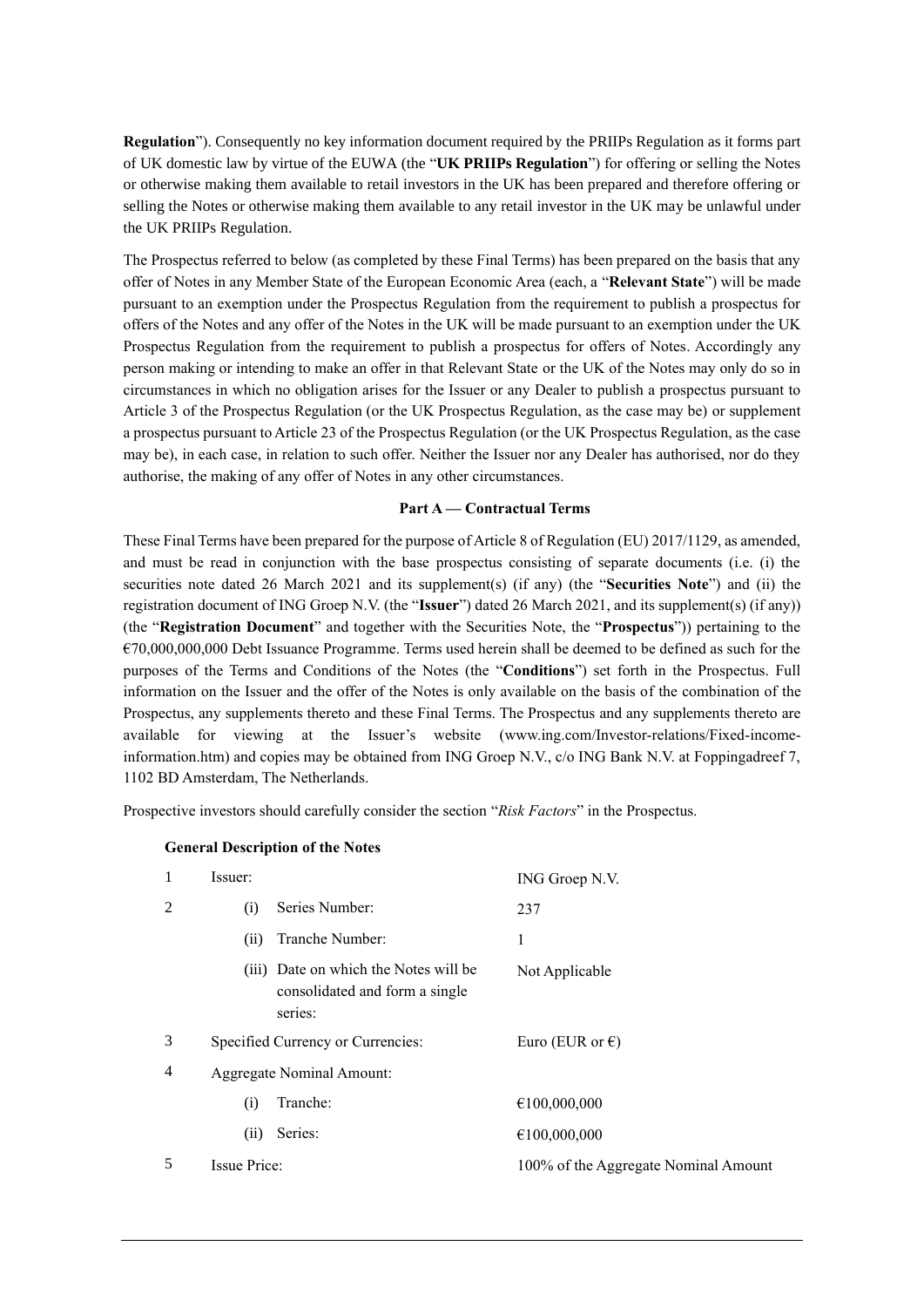**Regulation**”). Consequently no key information document required by the PRIIPs Regulation as it forms part of UK domestic law by virtue of the EUWA (the “**UK PRIIPs Regulation**”) for offering or selling the Notes or otherwise making them available to retail investors in the UK has been prepared and therefore offering or selling the Notes or otherwise making them available to any retail investor in the UK may be unlawful under the UK PRIIPs Regulation.

The Prospectus referred to below (as completed by these Final Terms) has been prepared on the basis that any offer of Notes in any Member State of the European Economic Area (each, a “**Relevant State**”) will be made pursuant to an exemption under the Prospectus Regulation from the requirement to publish a prospectus for offers of the Notes and any offer of the Notes in the UK will be made pursuant to an exemption under the UK Prospectus Regulation from the requirement to publish a prospectus for offers of Notes. Accordingly any person making or intending to make an offer in that Relevant State or the UK of the Notes may only do so in circumstances in which no obligation arises for the Issuer or any Dealer to publish a prospectus pursuant to Article 3 of the Prospectus Regulation (or the UK Prospectus Regulation, as the case may be) or supplement a prospectus pursuant to Article 23 of the Prospectus Regulation (or the UK Prospectus Regulation, as the case may be), in each case, in relation to such offer. Neither the Issuer nor any Dealer has authorised, nor do they authorise, the making of any offer of Notes in any other circumstances.

**Part A — Contractual Terms**

These Final Terms have been prepared for the purpose of Article 8 of Regulation (EU) 2017/1129, as amended, and must be read in conjunction with the base prospectus consisting of separate documents (i.e. (i) the securities note dated 26 March 2021 and its supplement(s) (if any) (the “**Securities Note**”) and (ii) the registration document of ING Groep N.V. (the “**Issuer**”) dated 26 March 2021, and its supplement(s) (if any)) (the “**Registration Document**” and together with the Securities Note, the “**Prospectus**”)) pertaining to the €70,000,000,000 Debt Issuance Programme. Terms used herein shall be deemed to be defined as such for the purposes of the Terms and Conditions of the Notes (the “**Conditions**”) set forth in the Prospectus. Full information on the Issuer and the offer of the Notes is only available on the basis of the combination of the Prospectus, any supplements thereto and these Final Terms. The Prospectus and any supplements thereto are available for viewing at the Issuer’s website (www.ing.com/Investor-relations/Fixed-income-information.htm) and copies may be obtained from ING Groep N.V., c/o ING Bank N.V. at Foppingadreef 7, 1102 BD Amsterdam, The Netherlands.

Prospective investors should carefully consider the section “*Risk Factors*” in the Prospectus.

**General Description of the Notes**

| | | |
|---|---|---|
| 1 | Issuer: | ING Groep N.V. |
| 2 | (i) Series Number: | 237 |
| | (ii) Tranche Number: | 1 |
| | (iii) Date on which the Notes will be consolidated and form a single series: | Not Applicable |
| 3 | Specified Currency or Currencies: | Euro (EUR or €) |
| 4 | Aggregate Nominal Amount: | |
| | (i) Tranche: | €100,000,000 |
| | (ii) Series: | €100,000,000 |
| 5 | Issue Price: | 100% of the Aggregate Nominal Amount |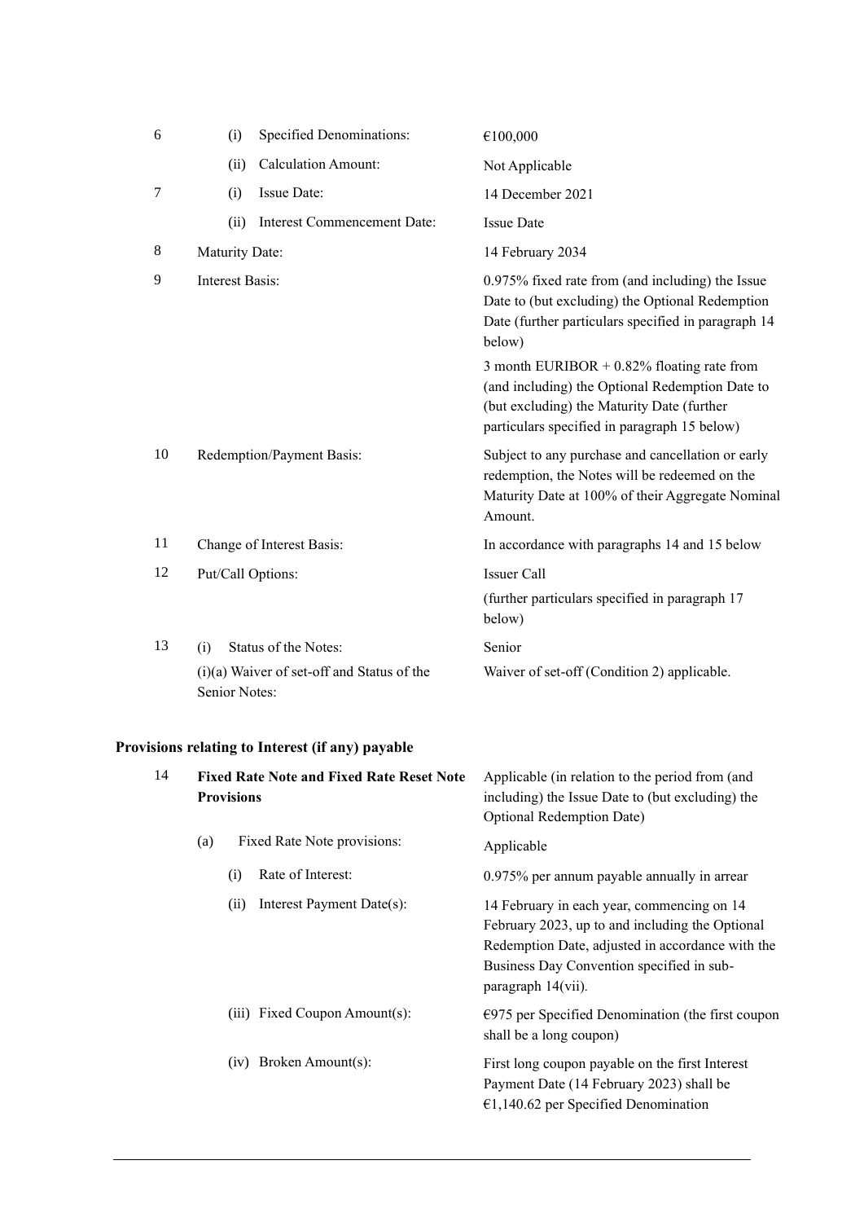| | | |
|---|---|---|
| 6 | (i) Specified Denominations: | €100,000 |
| | (ii) Calculation Amount: | Not Applicable |
| 7 | (i) Issue Date: | 14 December 2021 |
| | (ii) Interest Commencement Date: | Issue Date |
| 8 | Maturity Date: | 14 February 2034 |
| 9 | Interest Basis: | 0.975% fixed rate from (and including) the Issue Date to (but excluding) the Optional Redemption Date (further particulars specified in paragraph 14 below)<br><br>3 month EURIBOR + 0.82% floating rate from (and including) the Optional Redemption Date to (but excluding) the Maturity Date (further particulars specified in paragraph 15 below) |
| 10 | Redemption/Payment Basis: | Subject to any purchase and cancellation or early redemption, the Notes will be redeemed on the Maturity Date at 100% of their Aggregate Nominal Amount. |
| 11 | Change of Interest Basis: | In accordance with paragraphs 14 and 15 below |
| 12 | Put/Call Options: | Issuer Call<br><br>(further particulars specified in paragraph 17 below) |
| 13 | (i) Status of the Notes: | Senior |
| | (i)(a) Waiver of set-off and Status of the Senior Notes: | Waiver of set-off (Condition 2) applicable. |

**Provisions relating to Interest (if any) payable**

| | | |
|---|---|---|
| 14 | **Fixed Rate Note and Fixed Rate Reset Note Provisions** | Applicable (in relation to the period from (and including) the Issue Date to (but excluding) the Optional Redemption Date) |
| | (a) Fixed Rate Note provisions: | Applicable |
| | (i) Rate of Interest: | 0.975% per annum payable annually in arrear |
| | (ii) Interest Payment Date(s): | 14 February in each year, commencing on 14 February 2023, up to and including the Optional Redemption Date, adjusted in accordance with the Business Day Convention specified in sub-paragraph 14(vii). |
| | (iii) Fixed Coupon Amount(s): | €975 per Specified Denomination (the first coupon shall be a long coupon) |
| | (iv) Broken Amount(s): | First long coupon payable on the first Interest Payment Date (14 February 2023) shall be €1,140.62 per Specified Denomination |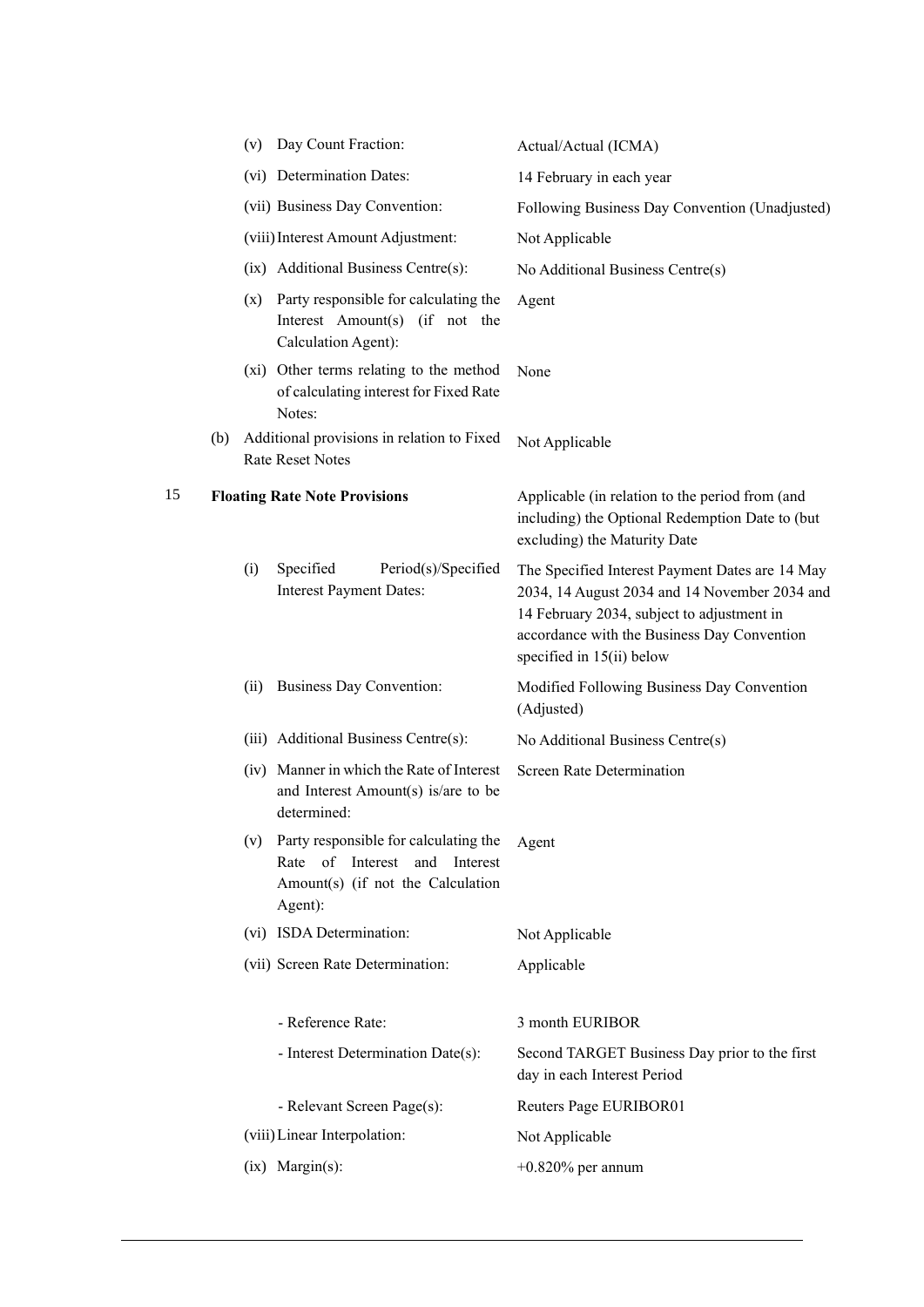| | | | |
|---|---|---|---|
| | (v) | Day Count Fraction: | Actual/Actual (ICMA) |
| | (vi) | Determination Dates: | 14 February in each year |
| | (vii) | Business Day Convention: | Following Business Day Convention (Unadjusted) |
| | (viii) | Interest Amount Adjustment: | Not Applicable |
| | (ix) | Additional Business Centre(s): | No Additional Business Centre(s) |
| | (x) | Party responsible for calculating the Interest Amount(s) (if not the Calculation Agent): | Agent |
| | (xi) | Other terms relating to the method of calculating interest for Fixed Rate Notes: | None |
| (b) | | Additional provisions in relation to Fixed Rate Reset Notes | Not Applicable |

| | | | |
|---|---|---|---|
| 15 | | **Floating Rate Note Provisions** | Applicable (in relation to the period from (and including) the Optional Redemption Date to (but excluding) the Maturity Date |
| | (i) | Specified Period(s)/Specified Interest Payment Dates: | The Specified Interest Payment Dates are 14 May 2034, 14 August 2034 and 14 November 2034 and 14 February 2034, subject to adjustment in accordance with the Business Day Convention specified in 15(ii) below |
| | (ii) | Business Day Convention: | Modified Following Business Day Convention (Adjusted) |
| | (iii) | Additional Business Centre(s): | No Additional Business Centre(s) |
| | (iv) | Manner in which the Rate of Interest and Interest Amount(s) is/are to be determined: | Screen Rate Determination |
| | (v) | Party responsible for calculating the Rate of Interest and Interest Amount(s) (if not the Calculation Agent): | Agent |
| | (vi) | ISDA Determination: | Not Applicable |
| | (vii) | Screen Rate Determination: | Applicable |
| | | - Reference Rate: | 3 month EURIBOR |
| | | - Interest Determination Date(s): | Second TARGET Business Day prior to the first day in each Interest Period |
| | | - Relevant Screen Page(s): | Reuters Page EURIBOR01 |
| | (viii) | Linear Interpolation: | Not Applicable |
| | (ix) | Margin(s): | +0.820% per annum |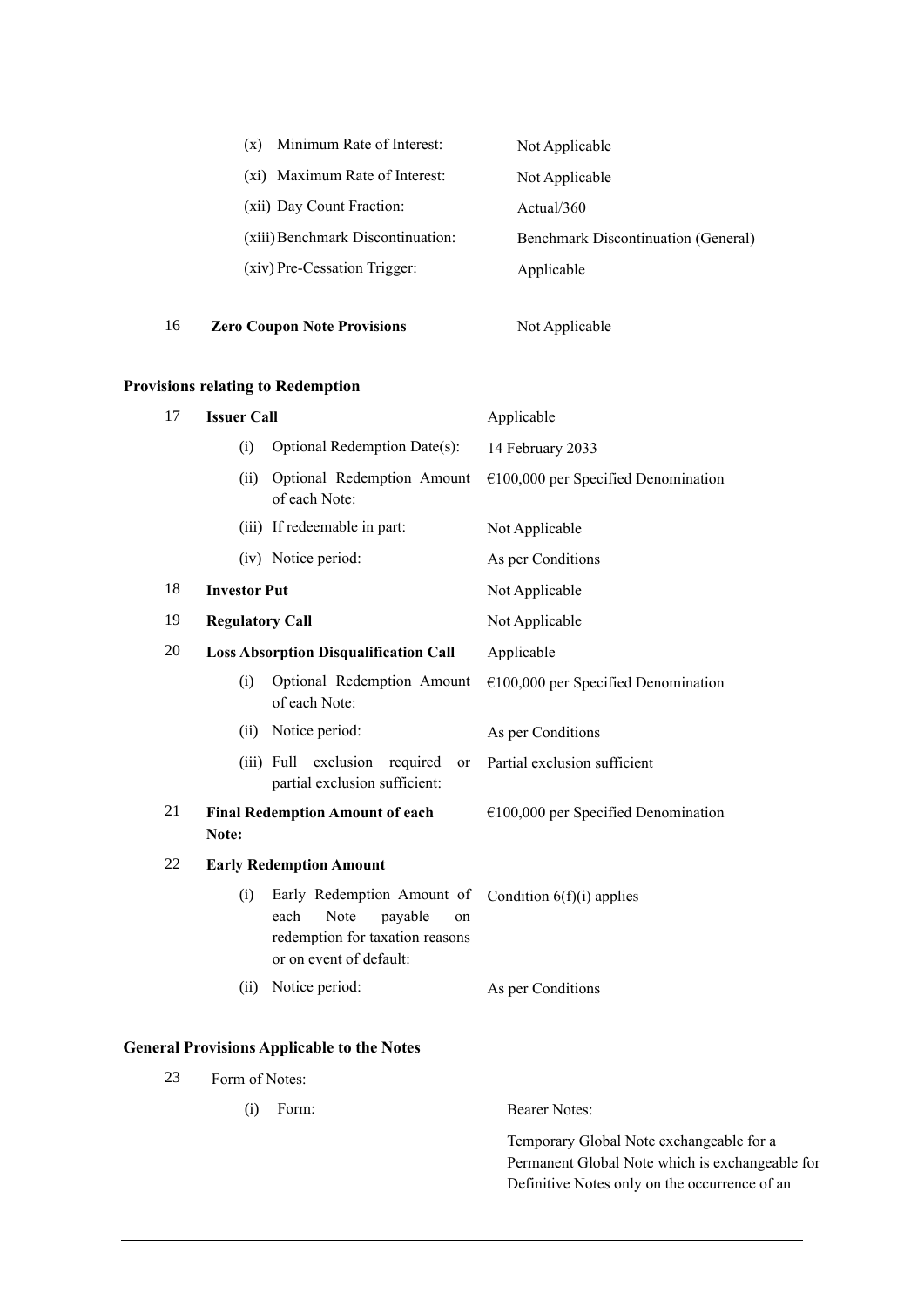| | | |
|---|---|---|
| | (x) Minimum Rate of Interest: | Not Applicable |
| | (xi) Maximum Rate of Interest: | Not Applicable |
| | (xii) Day Count Fraction: | Actual/360 |
| | (xiii) Benchmark Discontinuation: | Benchmark Discontinuation (General) |
| | (xiv) Pre-Cessation Trigger: | Applicable |
| 16 | **Zero Coupon Note Provisions** | Not Applicable |

**Provisions relating to Redemption**

| | | |
|---|---|---|
| 17 | **Issuer Call** | Applicable |
| | (i) Optional Redemption Date(s): | 14 February 2033 |
| | (ii) Optional Redemption Amount of each Note: | €100,000 per Specified Denomination |
| | (iii) If redeemable in part: | Not Applicable |
| | (iv) Notice period: | As per Conditions |
| 18 | **Investor Put** | Not Applicable |
| 19 | **Regulatory Call** | Not Applicable |
| 20 | **Loss Absorption Disqualification Call** | Applicable |
| | (i) Optional Redemption Amount of each Note: | €100,000 per Specified Denomination |
| | (ii) Notice period: | As per Conditions |
| | (iii) Full exclusion required or partial exclusion sufficient: | Partial exclusion sufficient |
| 21 | **Final Redemption Amount of each Note:** | €100,000 per Specified Denomination |
| 22 | **Early Redemption Amount** | |
| | (i) Early Redemption Amount of each Note payable on redemption for taxation reasons or on event of default: | Condition 6(f)(i) applies |
| | (ii) Notice period: | As per Conditions |

**General Provisions Applicable to the Notes**

| | | |
|---|---|---|
| 23 | Form of Notes: | |
| | (i) Form: | Bearer Notes: |
| | | Temporary Global Note exchangeable for a Permanent Global Note which is exchangeable for Definitive Notes only on the occurrence of an |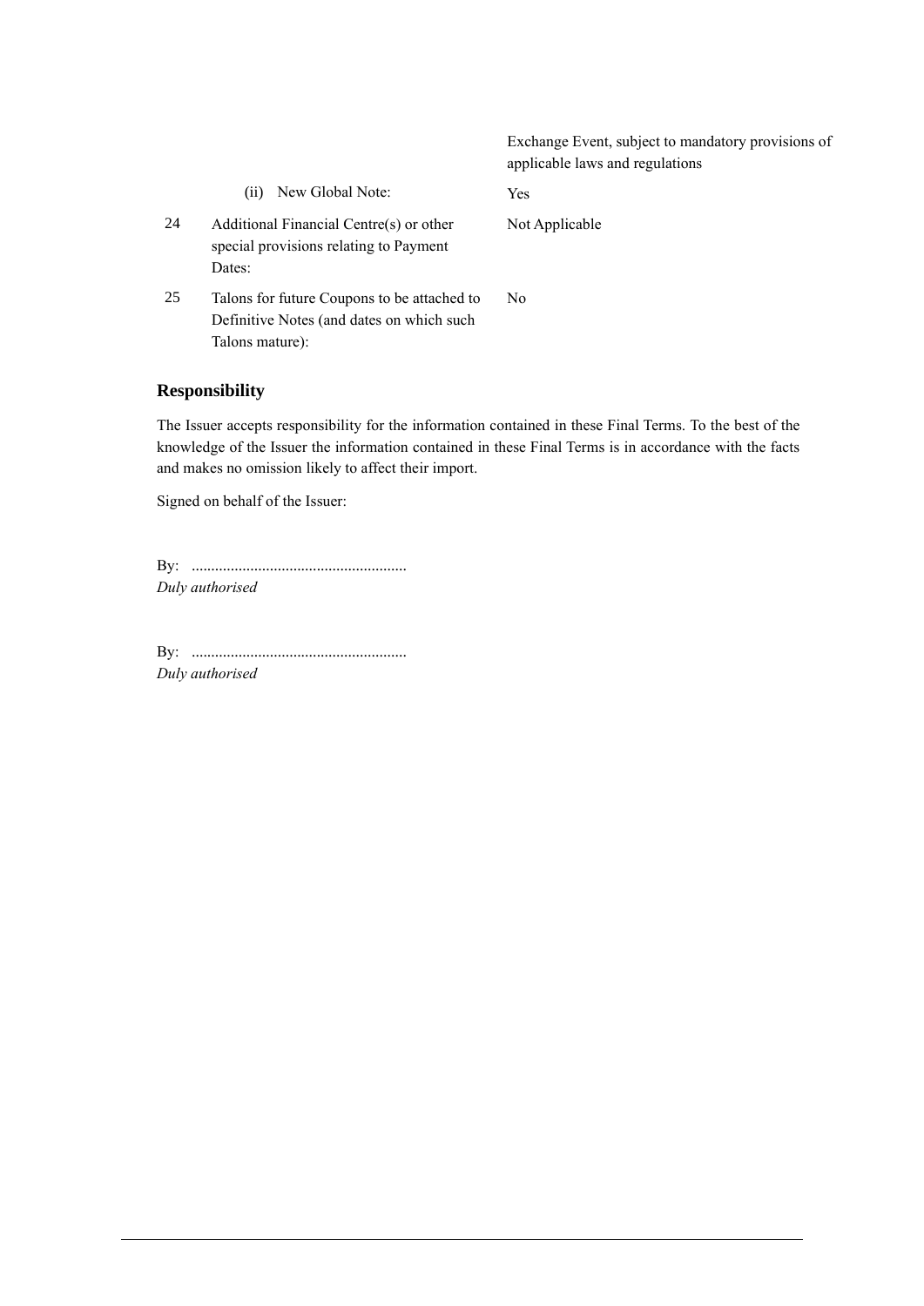|  |  | Exchange Event, subject to mandatory provisions of applicable laws and regulations |
|---|---|---|
|  | (ii) New Global Note: | Yes |
| 24 | Additional Financial Centre(s) or other special provisions relating to Payment Dates: | Not Applicable |
| 25 | Talons for future Coupons to be attached to Definitive Notes (and dates on which such Talons mature): | No |

## Responsibility

The Issuer accepts responsibility for the information contained in these Final Terms. To the best of the knowledge of the Issuer the information contained in these Final Terms is in accordance with the facts and makes no omission likely to affect their import.

Signed on behalf of the Issuer:

By: ......................................................
*Duly authorised*

By: ......................................................
*Duly authorised*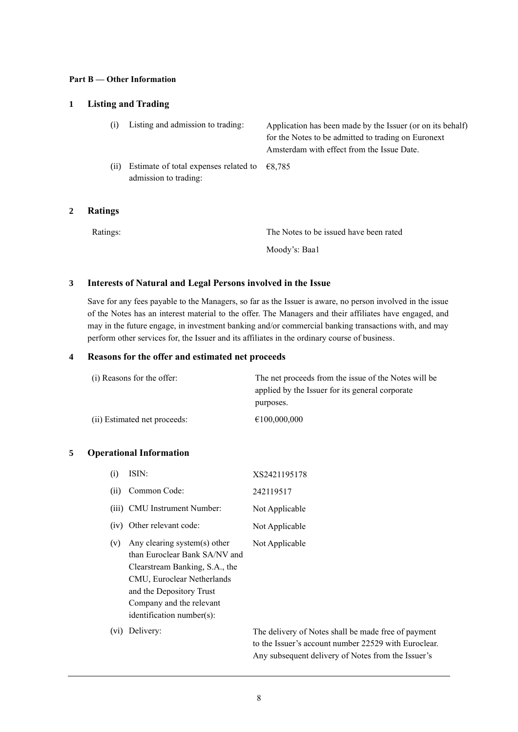**Part B — Other Information**

## 1 Listing and Trading

| | |
|---|---|
| (i) Listing and admission to trading: | Application has been made by the Issuer (or on its behalf) for the Notes to be admitted to trading on Euronext Amsterdam with effect from the Issue Date. |
| (ii) Estimate of total expenses related to admission to trading: | €8,785 |

## 2 Ratings

| | |
|---|---|
| Ratings: | The Notes to be issued have been rated<br>Moody's: Baa1 |

## 3 Interests of Natural and Legal Persons involved in the Issue

Save for any fees payable to the Managers, so far as the Issuer is aware, no person involved in the issue of the Notes has an interest material to the offer. The Managers and their affiliates have engaged, and may in the future engage, in investment banking and/or commercial banking transactions with, and may perform other services for, the Issuer and its affiliates in the ordinary course of business.

## 4 Reasons for the offer and estimated net proceeds

| | |
|---|---|
| (i) Reasons for the offer: | The net proceeds from the issue of the Notes will be applied by the Issuer for its general corporate purposes. |
| (ii) Estimated net proceeds: | €100,000,000 |

## 5 Operational Information

| | |
|---|---|
| (i) ISIN: | XS2421195178 |
| (ii) Common Code: | 242119517 |
| (iii) CMU Instrument Number: | Not Applicable |
| (iv) Other relevant code: | Not Applicable |
| (v) Any clearing system(s) other than Euroclear Bank SA/NV and Clearstream Banking, S.A., the CMU, Euroclear Netherlands and the Depository Trust Company and the relevant identification number(s): | Not Applicable |
| (vi) Delivery: | The delivery of Notes shall be made free of payment to the Issuer's account number 22529 with Euroclear. Any subsequent delivery of Notes from the Issuer's |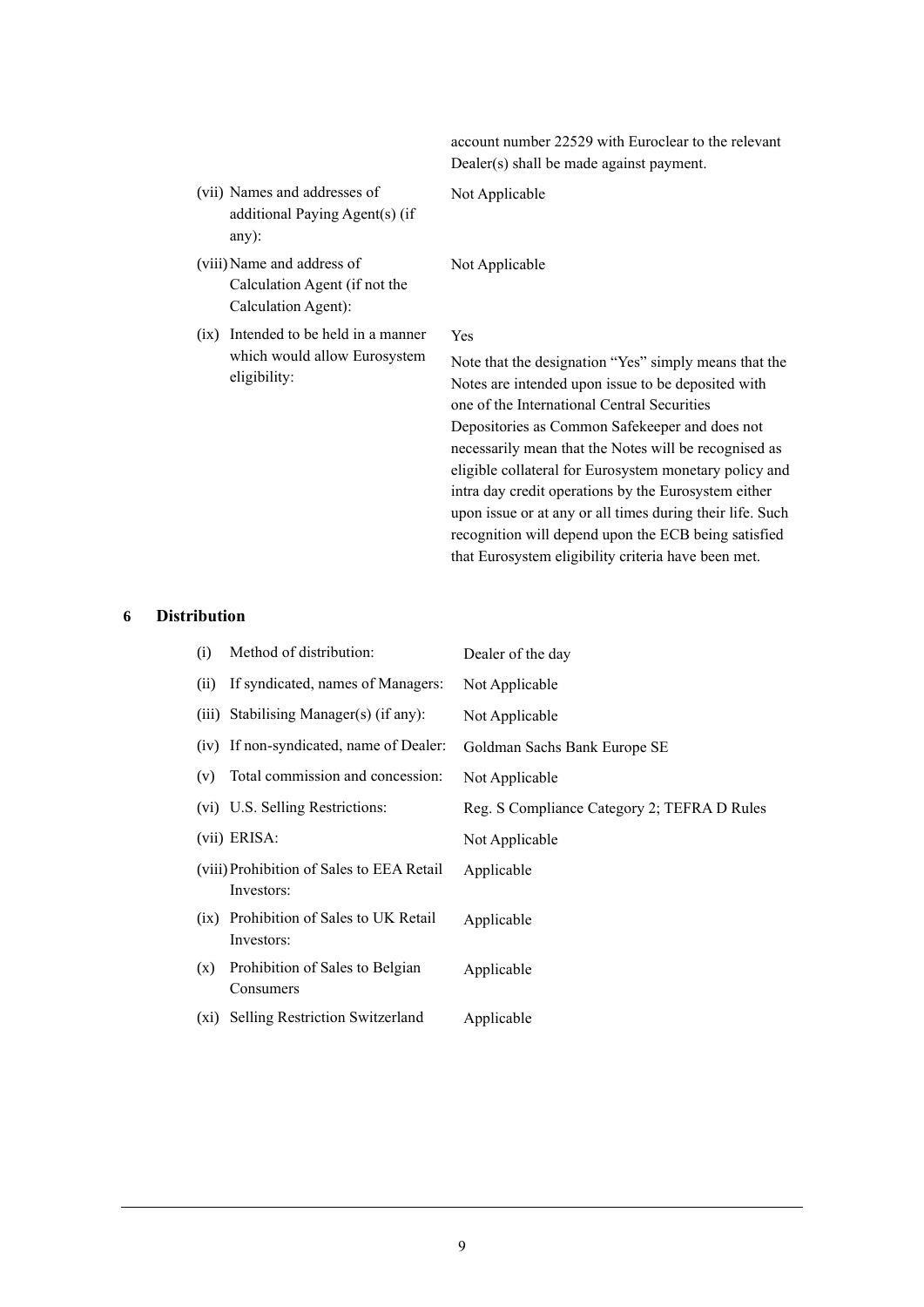| | |
|---|---|
| | account number 22529 with Euroclear to the relevant Dealer(s) shall be made against payment. |
| (vii) Names and addresses of additional Paying Agent(s) (if any): | Not Applicable |
| (viii) Name and address of Calculation Agent (if not the Calculation Agent): | Not Applicable |
| (ix) Intended to be held in a manner which would allow Eurosystem eligibility: | Yes<br><br>Note that the designation “Yes” simply means that the Notes are intended upon issue to be deposited with one of the International Central Securities Depositories as Common Safekeeper and does not necessarily mean that the Notes will be recognised as eligible collateral for Eurosystem monetary policy and intra day credit operations by the Eurosystem either upon issue or at any or all times during their life. Such recognition will depend upon the ECB being satisfied that Eurosystem eligibility criteria have been met. |

## 6 Distribution

| | |
|---|---|
| (i) Method of distribution: | Dealer of the day |
| (ii) If syndicated, names of Managers: | Not Applicable |
| (iii) Stabilising Manager(s) (if any): | Not Applicable |
| (iv) If non-syndicated, name of Dealer: | Goldman Sachs Bank Europe SE |
| (v) Total commission and concession: | Not Applicable |
| (vi) U.S. Selling Restrictions: | Reg. S Compliance Category 2; TEFRA D Rules |
| (vii) ERISA: | Not Applicable |
| (viii) Prohibition of Sales to EEA Retail Investors: | Applicable |
| (ix) Prohibition of Sales to UK Retail Investors: | Applicable |
| (x) Prohibition of Sales to Belgian Consumers | Applicable |
| (xi) Selling Restriction Switzerland | Applicable |